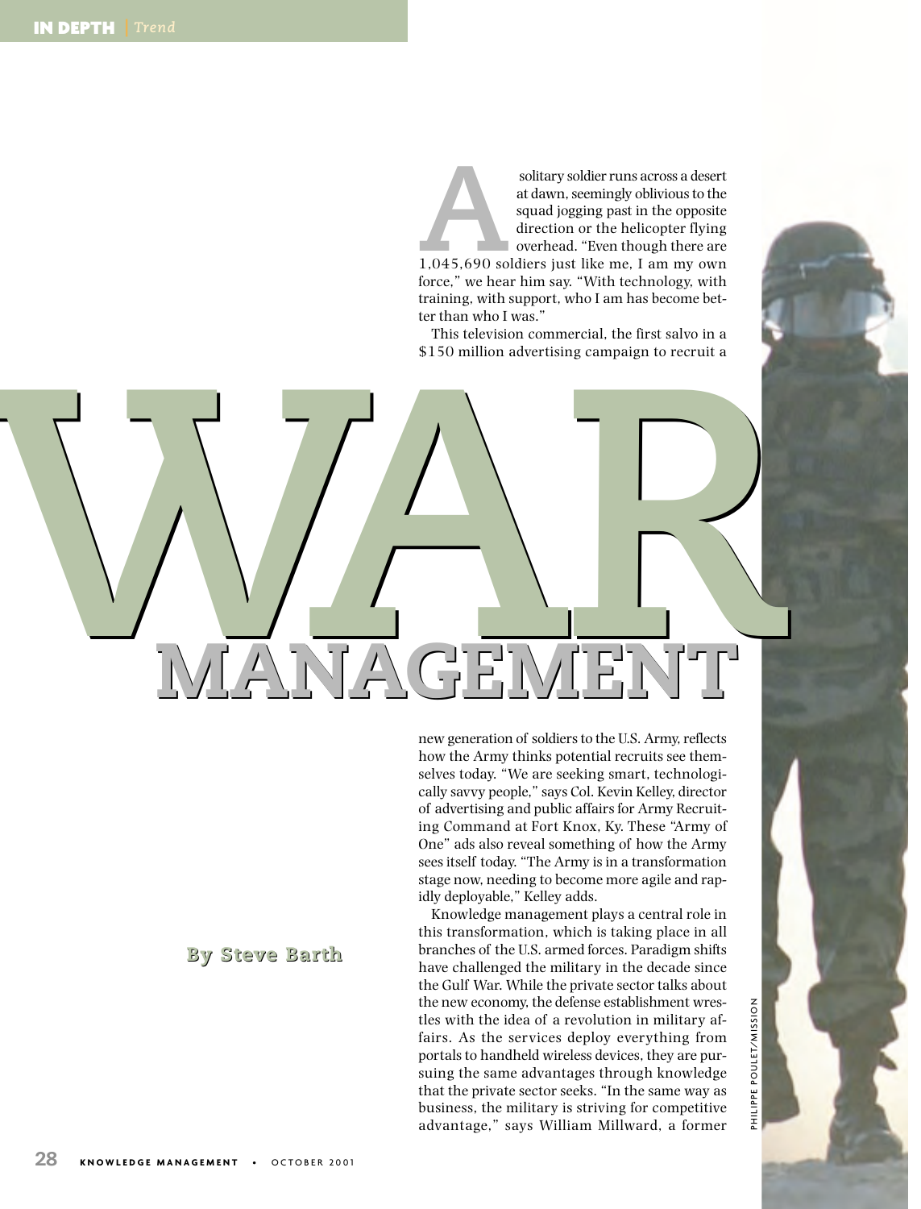# WAR MANAGEMENT

**By Steve Barth**

A solitary soldier runs across a desert at dawn, seemingly oblivious to the squad jogging past in the opposite direction or the helicopter flying overhead. "Even though there are 1,045,690 soldiers just like me, I am my own force," we hear him say. "With technology, with training, with support, who I am has become better than who I was."

This television commercial, the first salvo in a $150 million advertising campaign to recruit a new generation of soldiers to the U.S. Army, reflects how the Army thinks potential recruits see themselves today. "We are seeking smart, technologically savvy people," says Col. Kevin Kelley, director of advertising and public affairs for Army Recruiting Command at Fort Knox, Ky. These "Army of One" ads also reveal something of how the Army sees itself today. "The Army is in a transformation stage now, needing to become more agile and rapidly deployable," Kelley adds.

Knowledge management plays a central role in this transformation, which is taking place in all branches of the U.S. armed forces. Paradigm shifts have challenged the military in the decade since the Gulf War. While the private sector talks about the new economy, the defense establishment wrestles with the idea of a revolution in military affairs. As the services deploy everything from portals to handheld wireless devices, they are pursuing the same advantages through knowledge that the private sector seeks. "In the same way as business, the military is striving for competitive advantage," says William Millward, a former

PHILIPPE POULET/MISSION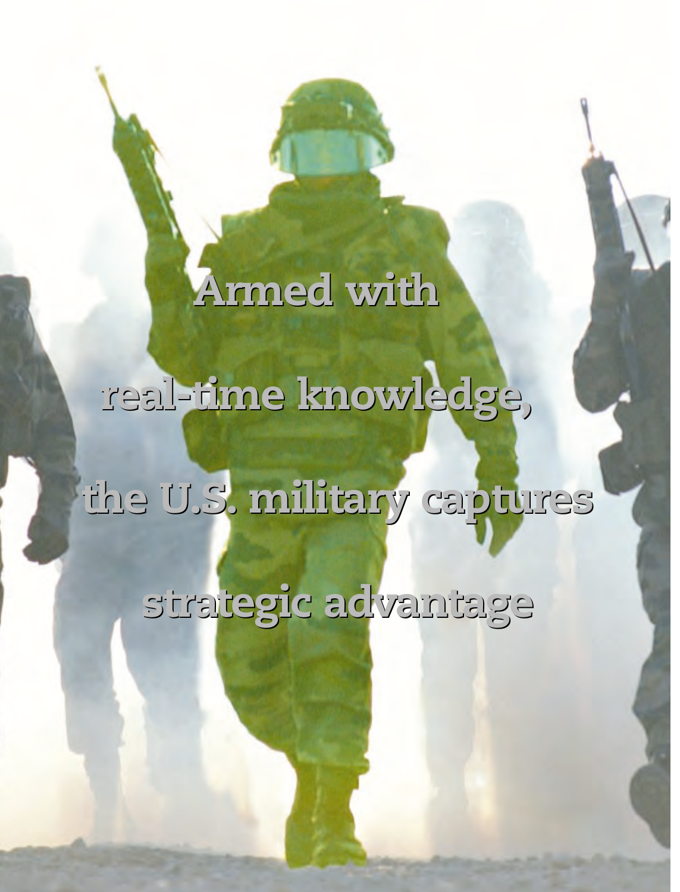Armed with

real-time knowledge,

the U.S. military captures

strategic advantage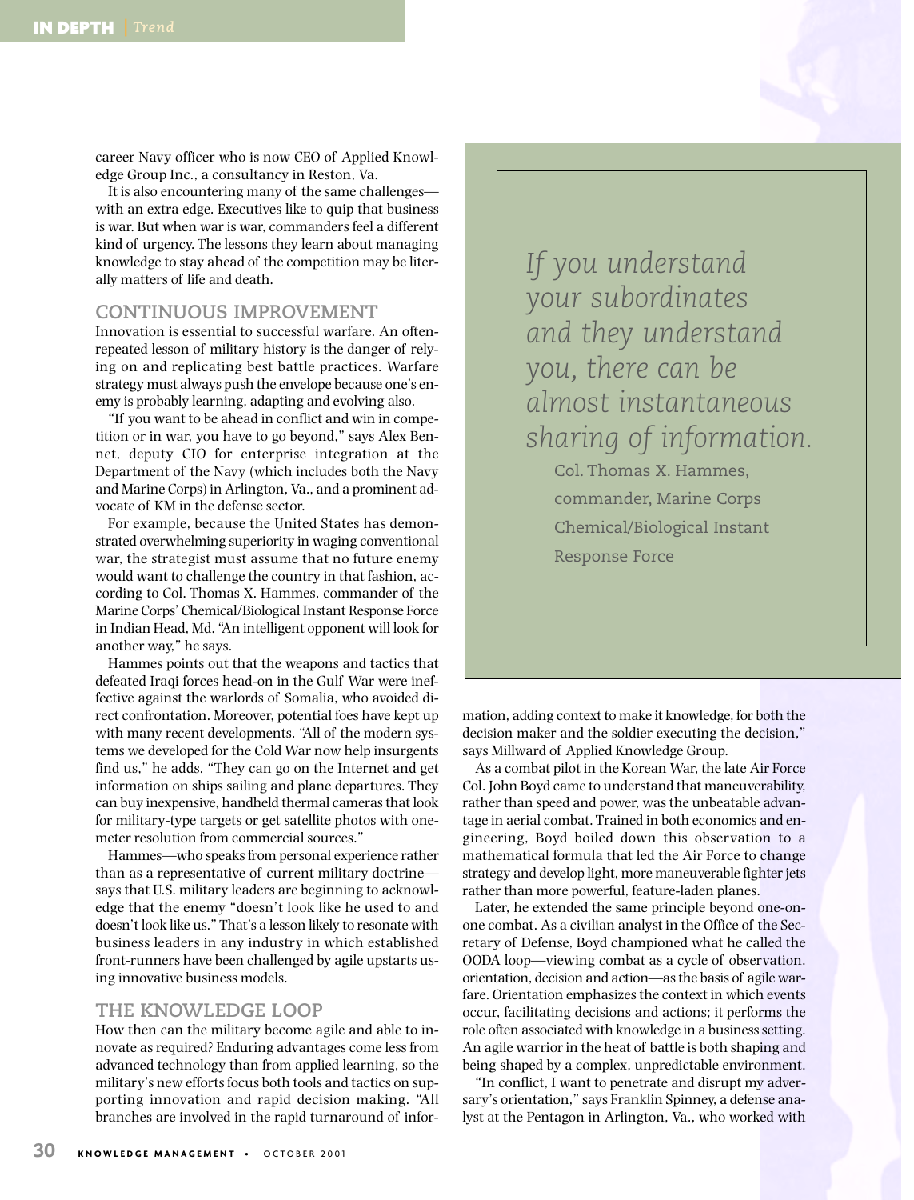career Navy officer who is now CEO of Applied Knowledge Group Inc., a consultancy in Reston, Va.

It is also encountering many of the same challenges—with an extra edge. Executives like to quip that business is war. But when war is war, commanders feel a different kind of urgency. The lessons they learn about managing knowledge to stay ahead of the competition may be literally matters of life and death.

## CONTINUOUS IMPROVEMENT

Innovation is essential to successful warfare. An often-repeated lesson of military history is the danger of relying on and replicating best battle practices. Warfare strategy must always push the envelope because one's enemy is probably learning, adapting and evolving also.

"If you want to be ahead in conflict and win in competition or in war, you have to go beyond," says Alex Bennet, deputy CIO for enterprise integration at the Department of the Navy (which includes both the Navy and Marine Corps) in Arlington, Va., and a prominent advocate of KM in the defense sector.

For example, because the United States has demonstrated overwhelming superiority in waging conventional war, the strategist must assume that no future enemy would want to challenge the country in that fashion, according to Col. Thomas X. Hammes, commander of the Marine Corps' Chemical/Biological Instant Response Force in Indian Head, Md. "An intelligent opponent will look for another way," he says.

Hammes points out that the weapons and tactics that defeated Iraqi forces head-on in the Gulf War were ineffective against the warlords of Somalia, who avoided direct confrontation. Moreover, potential foes have kept up with many recent developments. "All of the modern systems we developed for the Cold War now help insurgents find us," he adds. "They can go on the Internet and get information on ships sailing and plane departures. They can buy inexpensive, handheld thermal cameras that look for military-type targets or get satellite photos with one-meter resolution from commercial sources."

Hammes—who speaks from personal experience rather than as a representative of current military doctrine—says that U.S. military leaders are beginning to acknowledge that the enemy "doesn't look like he used to and doesn't look like us." That's a lesson likely to resonate with business leaders in any industry in which established front-runners have been challenged by agile upstarts using innovative business models.

## THE KNOWLEDGE LOOP

How then can the military become agile and able to innovate as required? Enduring advantages come less from advanced technology than from applied learning, so the military's new efforts focus both tools and tactics on supporting innovation and rapid decision making. "All branches are involved in the rapid turnaround of information, adding context to make it knowledge, for both the decision maker and the soldier executing the decision," says Millward of Applied Knowledge Group.

> *If you understand your subordinates and they understand you, there can be almost instantaneous sharing of information.*
>
> Col. Thomas X. Hammes, commander, Marine Corps Chemical/Biological Instant Response Force

As a combat pilot in the Korean War, the late Air Force Col. John Boyd came to understand that maneuverability, rather than speed and power, was the unbeatable advantage in aerial combat. Trained in both economics and engineering, Boyd boiled down this observation to a mathematical formula that led the Air Force to change strategy and develop light, more maneuverable fighter jets rather than more powerful, feature-laden planes.

Later, he extended the same principle beyond one-on-one combat. As a civilian analyst in the Office of the Secretary of Defense, Boyd championed what he called the OODA loop—viewing combat as a cycle of observation, orientation, decision and action—as the basis of agile warfare. Orientation emphasizes the context in which events occur, facilitating decisions and actions; it performs the role often associated with knowledge in a business setting. An agile warrior in the heat of battle is both shaping and being shaped by a complex, unpredictable environment.

"In conflict, I want to penetrate and disrupt my adversary's orientation," says Franklin Spinney, a defense analyst at the Pentagon in Arlington, Va., who worked with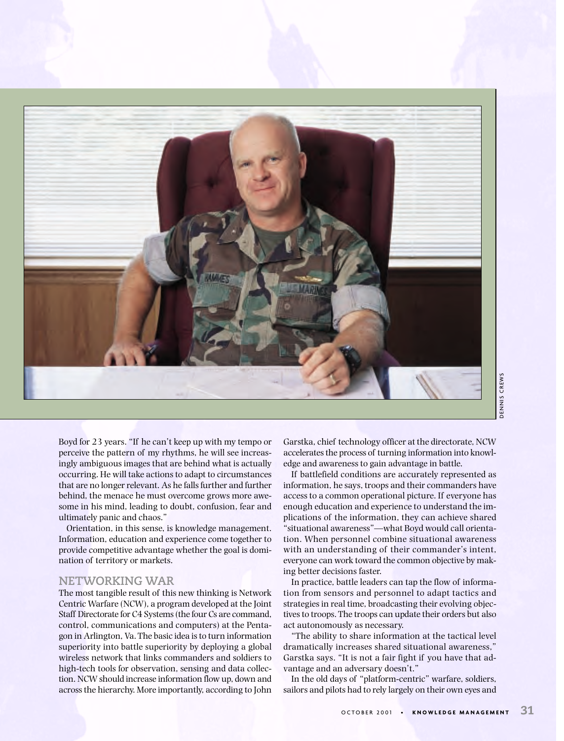Boyd for 23 years. "If he can't keep up with my tempo or perceive the pattern of my rhythms, he will see increasingly ambiguous images that are behind what is actually occurring. He will take actions to adapt to circumstances that are no longer relevant. As he falls further and further behind, the menace he must overcome grows more awesome in his mind, leading to doubt, confusion, fear and ultimately panic and chaos."

Orientation, in this sense, is knowledge management. Information, education and experience come together to provide competitive advantage whether the goal is domination of territory or markets.

## NETWORKING WAR

The most tangible result of this new thinking is Network Centric Warfare (NCW), a program developed at the Joint Staff Directorate for C4 Systems (the four Cs are command, control, communications and computers) at the Pentagon in Arlington, Va. The basic idea is to turn information superiority into battle superiority by deploying a global wireless network that links commanders and soldiers to high-tech tools for observation, sensing and data collection. NCW should increase information flow up, down and across the hierarchy. More importantly, according to John Garstka, chief technology officer at the directorate, NCW accelerates the process of turning information into knowledge and awareness to gain advantage in battle.

If battlefield conditions are accurately represented as information, he says, troops and their commanders have access to a common operational picture. If everyone has enough education and experience to understand the implications of the information, they can achieve shared "situational awareness"—what Boyd would call orientation. When personnel combine situational awareness with an understanding of their commander's intent, everyone can work toward the common objective by making better decisions faster.

In practice, battle leaders can tap the flow of information from sensors and personnel to adapt tactics and strategies in real time, broadcasting their evolving objectives to troops. The troops can update their orders but also act autonomously as necessary.

"The ability to share information at the tactical level dramatically increases shared situational awareness," Garstka says. "It is not a fair fight if you have that advantage and an adversary doesn't."

In the old days of "platform-centric" warfare, soldiers, sailors and pilots had to rely largely on their own eyes and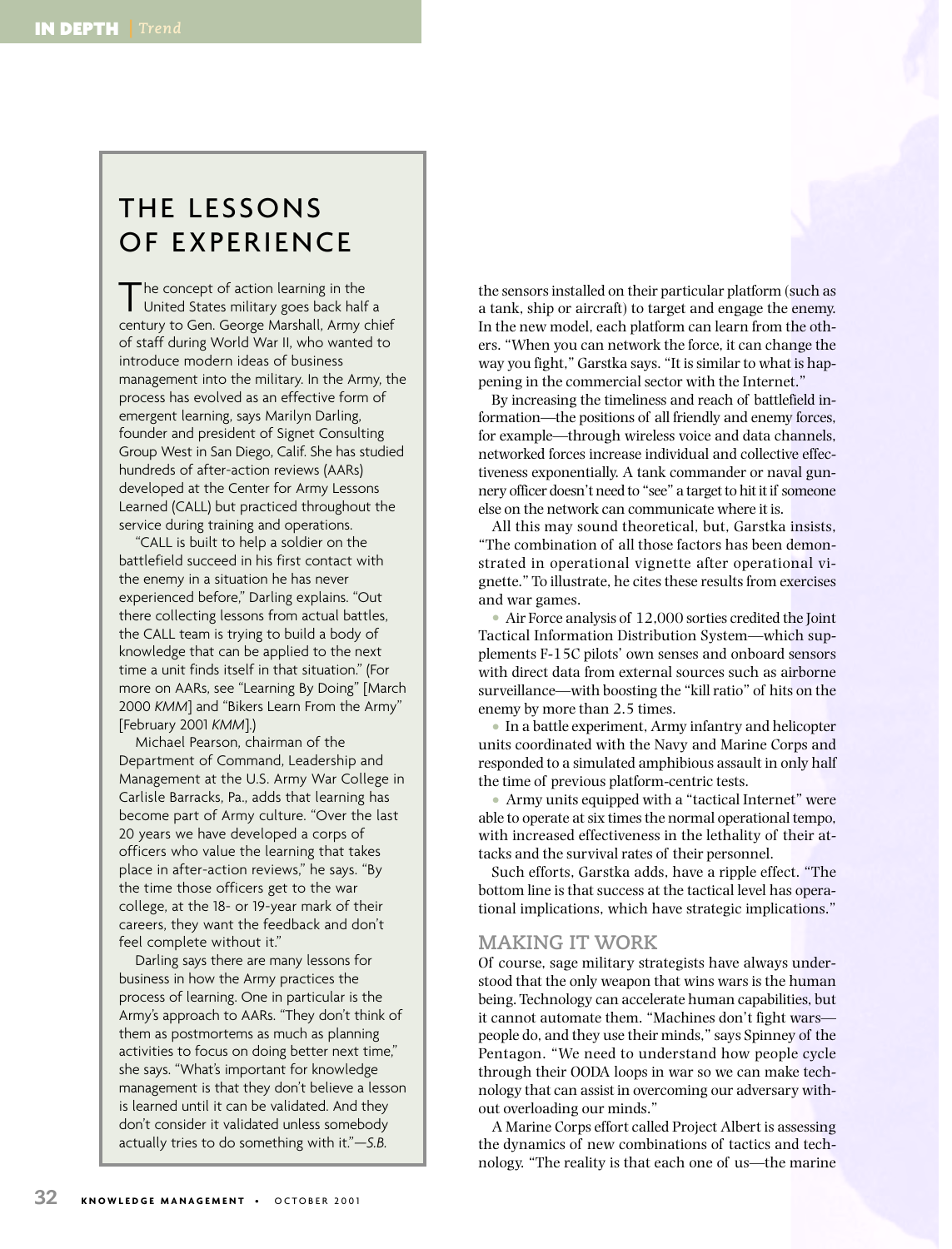## THE LESSONS OF EXPERIENCE

The concept of action learning in the United States military goes back half a century to Gen. George Marshall, Army chief of staff during World War II, who wanted to introduce modern ideas of business management into the military. In the Army, the process has evolved as an effective form of emergent learning, says Marilyn Darling, founder and president of Signet Consulting Group West in San Diego, Calif. She has studied hundreds of after-action reviews (AARs) developed at the Center for Army Lessons Learned (CALL) but practiced throughout the service during training and operations.

"CALL is built to help a soldier on the battlefield succeed in his first contact with the enemy in a situation he has never experienced before," Darling explains. "Out there collecting lessons from actual battles, the CALL team is trying to build a body of knowledge that can be applied to the next time a unit finds itself in that situation." (For more on AARs, see "Learning By Doing" [March 2000 *KMM*] and "Bikers Learn From the Army" [February 2001 *KMM*].)

Michael Pearson, chairman of the Department of Command, Leadership and Management at the U.S. Army War College in Carlisle Barracks, Pa., adds that learning has become part of Army culture. "Over the last 20 years we have developed a corps of officers who value the learning that takes place in after-action reviews," he says. "By the time those officers get to the war college, at the 18- or 19-year mark of their careers, they want the feedback and don't feel complete without it."

Darling says there are many lessons for business in how the Army practices the process of learning. One in particular is the Army's approach to AARs. "They don't think of them as postmortems as much as planning activities to focus on doing better next time," she says. "What's important for knowledge management is that they don't believe a lesson is learned until it can be validated. And they don't consider it validated unless somebody actually tries to do something with it."—*S.B.*

---

the sensors installed on their particular platform (such as a tank, ship or aircraft) to target and engage the enemy. In the new model, each platform can learn from the others. "When you can network the force, it can change the way you fight," Garstka says. "It is similar to what is happening in the commercial sector with the Internet."

By increasing the timeliness and reach of battlefield information—the positions of all friendly and enemy forces, for example—through wireless voice and data channels, networked forces increase individual and collective effectiveness exponentially. A tank commander or naval gunnery officer doesn't need to "see" a target to hit it if someone else on the network can communicate where it is.

All this may sound theoretical, but, Garstka insists, "The combination of all those factors has been demonstrated in operational vignette after operational vignette." To illustrate, he cites these results from exercises and war games.

- Air Force analysis of 12,000 sorties credited the Joint Tactical Information Distribution System—which supplements F-15C pilots' own senses and onboard sensors with direct data from external sources such as airborne surveillance—with boosting the "kill ratio" of hits on the enemy by more than 2.5 times.
- In a battle experiment, Army infantry and helicopter units coordinated with the Navy and Marine Corps and responded to a simulated amphibious assault in only half the time of previous platform-centric tests.
- Army units equipped with a "tactical Internet" were able to operate at six times the normal operational tempo, with increased effectiveness in the lethality of their attacks and the survival rates of their personnel.

Such efforts, Garstka adds, have a ripple effect. "The bottom line is that success at the tactical level has operational implications, which have strategic implications."

### MAKING IT WORK

Of course, sage military strategists have always understood that the only weapon that wins wars is the human being. Technology can accelerate human capabilities, but it cannot automate them. "Machines don't fight wars—people do, and they use their minds," says Spinney of the Pentagon. "We need to understand how people cycle through their OODA loops in war so we can make technology that can assist in overcoming our adversary without overloading our minds."

A Marine Corps effort called Project Albert is assessing the dynamics of new combinations of tactics and technology. "The reality is that each one of us—the marine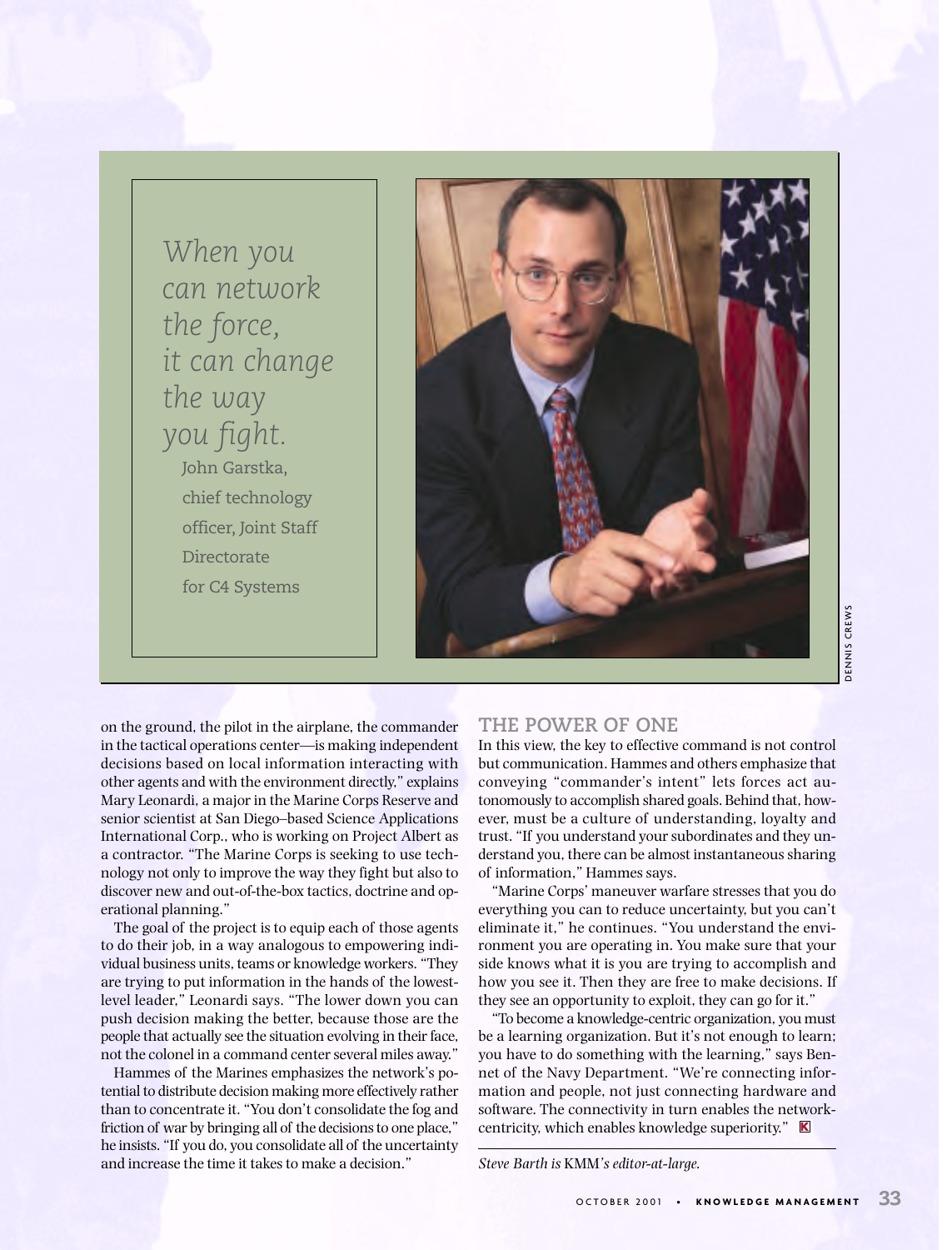*When you can network the force, it can change the way you fight.*

John Garstka, chief technology officer, Joint Staff Directorate for C4 Systems

DENNIS CREWS

on the ground, the pilot in the airplane, the commander in the tactical operations center—is making independent decisions based on local information interacting with other agents and with the environment directly," explains Mary Leonardi, a major in the Marine Corps Reserve and senior scientist at San Diego–based Science Applications International Corp., who is working on Project Albert as a contractor. "The Marine Corps is seeking to use technology not only to improve the way they fight but also to discover new and out-of-the-box tactics, doctrine and operational planning."

The goal of the project is to equip each of those agents to do their job, in a way analogous to empowering individual business units, teams or knowledge workers. "They are trying to put information in the hands of the lowest-level leader," Leonardi says. "The lower down you can push decision making the better, because those are the people that actually see the situation evolving in their face, not the colonel in a command center several miles away."

Hammes of the Marines emphasizes the network's potential to distribute decision making more effectively rather than to concentrate it. "You don't consolidate the fog and friction of war by bringing all of the decisions to one place," he insists. "If you do, you consolidate all of the uncertainty and increase the time it takes to make a decision."

## THE POWER OF ONE

In this view, the key to effective command is not control but communication. Hammes and others emphasize that conveying "commander's intent" lets forces act autonomously to accomplish shared goals. Behind that, however, must be a culture of understanding, loyalty and trust. "If you understand your subordinates and they understand you, there can be almost instantaneous sharing of information," Hammes says.

"Marine Corps' maneuver warfare stresses that you do everything you can to reduce uncertainty, but you can't eliminate it," he continues. "You understand the environment you are operating in. You make sure that your side knows what it is you are trying to accomplish and how you see it. Then they are free to make decisions. If they see an opportunity to exploit, they can go for it."

"To become a knowledge-centric organization, you must be a learning organization. But it's not enough to learn; you have to do something with the learning," says Bennet of the Navy Department. "We're connecting information and people, not just connecting hardware and software. The connectivity in turn enables the network-centricity, which enables knowledge superiority."

*Steve Barth is KMM's editor-at-large.*